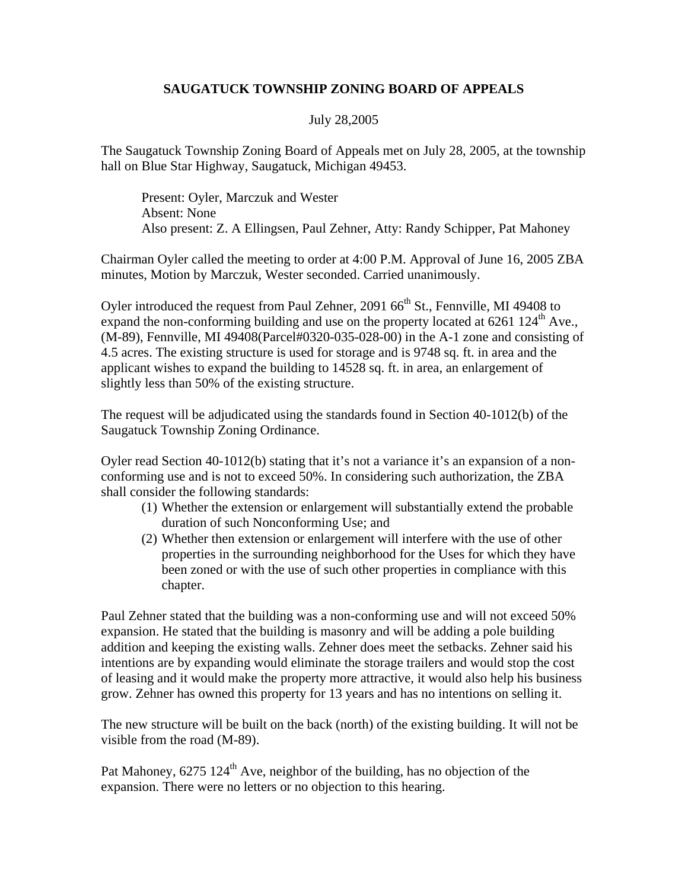**SAUGATUCK TOWNSHIP ZONING BOARD OF APPEALS**

July 28,2005

The Saugatuck Township Zoning Board of Appeals met on July 28, 2005, at the township hall on Blue Star Highway, Saugatuck, Michigan 49453.

> Present: Oyler, Marczuk and Wester
> Absent: None
> Also present: Z. A Ellingsen, Paul Zehner, Atty: Randy Schipper, Pat Mahoney

Chairman Oyler called the meeting to order at 4:00 P.M. Approval of June 16, 2005 ZBA minutes, Motion by Marczuk, Wester seconded. Carried unanimously.

Oyler introduced the request from Paul Zehner, 2091 66th St., Fennville, MI 49408 to expand the non-conforming building and use on the property located at 6261 124th Ave., (M-89), Fennville, MI 49408(Parcel#0320-035-028-00) in the A-1 zone and consisting of 4.5 acres. The existing structure is used for storage and is 9748 sq. ft. in area and the applicant wishes to expand the building to 14528 sq. ft. in area, an enlargement of slightly less than 50% of the existing structure.

The request will be adjudicated using the standards found in Section 40-1012(b) of the Saugatuck Township Zoning Ordinance.

Oyler read Section 40-1012(b) stating that it's not a variance it's an expansion of a non-conforming use and is not to exceed 50%. In considering such authorization, the ZBA shall consider the following standards:

1. Whether the extension or enlargement will substantially extend the probable duration of such Nonconforming Use; and
2. Whether then extension or enlargement will interfere with the use of other properties in the surrounding neighborhood for the Uses for which they have been zoned or with the use of such other properties in compliance with this chapter.

Paul Zehner stated that the building was a non-conforming use and will not exceed 50% expansion. He stated that the building is masonry and will be adding a pole building addition and keeping the existing walls. Zehner does meet the setbacks. Zehner said his intentions are by expanding would eliminate the storage trailers and would stop the cost of leasing and it would make the property more attractive, it would also help his business grow. Zehner has owned this property for 13 years and has no intentions on selling it.

The new structure will be built on the back (north) of the existing building. It will not be visible from the road (M-89).

Pat Mahoney, 6275 124th Ave, neighbor of the building, has no objection of the expansion. There were no letters or no objection to this hearing.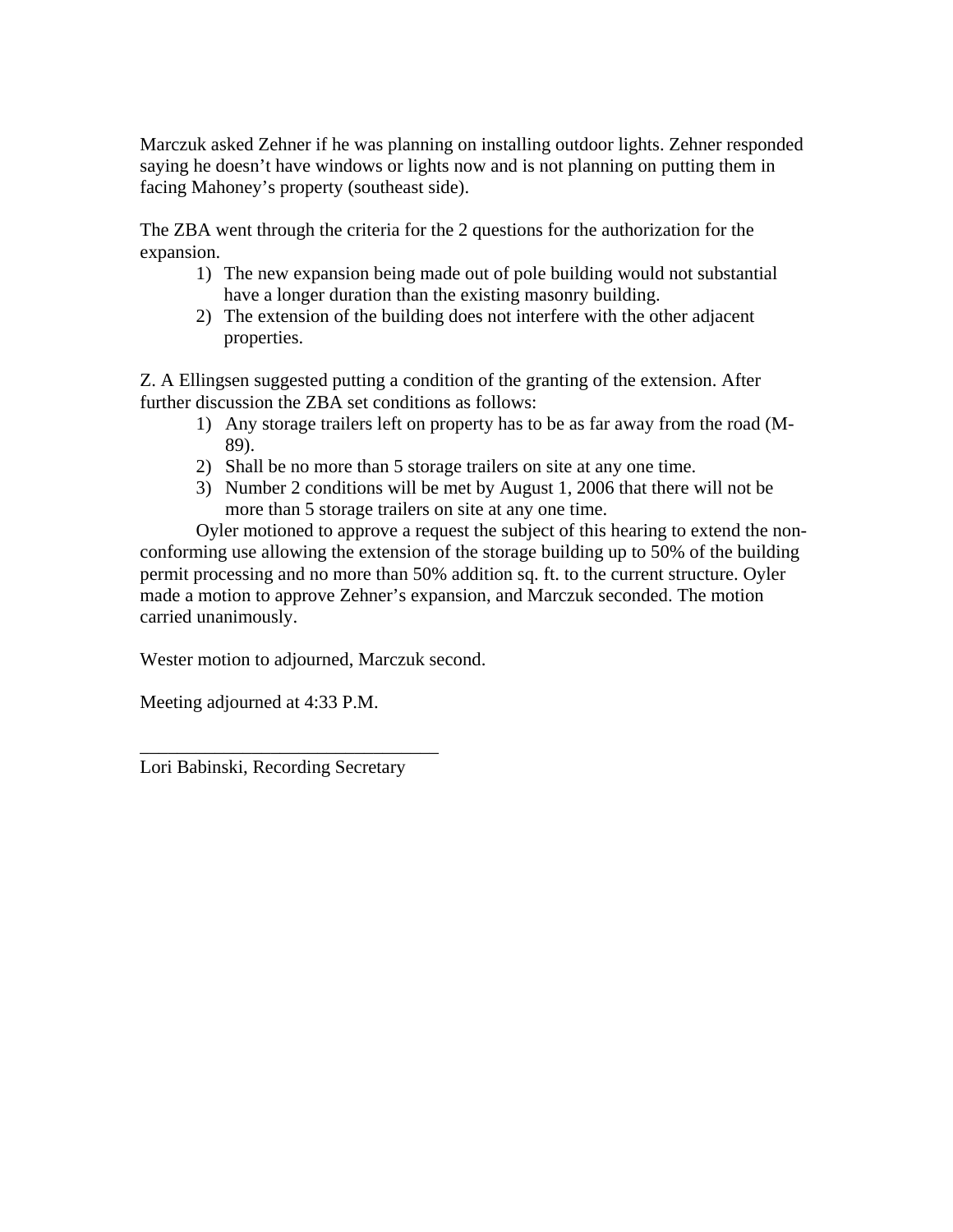Marczuk asked Zehner if he was planning on installing outdoor lights. Zehner responded saying he doesn't have windows or lights now and is not planning on putting them in facing Mahoney's property (southeast side).

The ZBA went through the criteria for the 2 questions for the authorization for the expansion.

1) The new expansion being made out of pole building would not substantial have a longer duration than the existing masonry building.
2) The extension of the building does not interfere with the other adjacent properties.

Z. A Ellingsen suggested putting a condition of the granting of the extension. After further discussion the ZBA set conditions as follows:

1) Any storage trailers left on property has to be as far away from the road (M-89).
2) Shall be no more than 5 storage trailers on site at any one time.
3) Number 2 conditions will be met by August 1, 2006 that there will not be more than 5 storage trailers on site at any one time.

Oyler motioned to approve a request the subject of this hearing to extend the non-conforming use allowing the extension of the storage building up to 50% of the building permit processing and no more than 50% addition sq. ft. to the current structure. Oyler made a motion to approve Zehner's expansion, and Marczuk seconded. The motion carried unanimously.

Wester motion to adjourned, Marczuk second.

Meeting adjourned at 4:33 P.M.

_________________________________
Lori Babinski, Recording Secretary